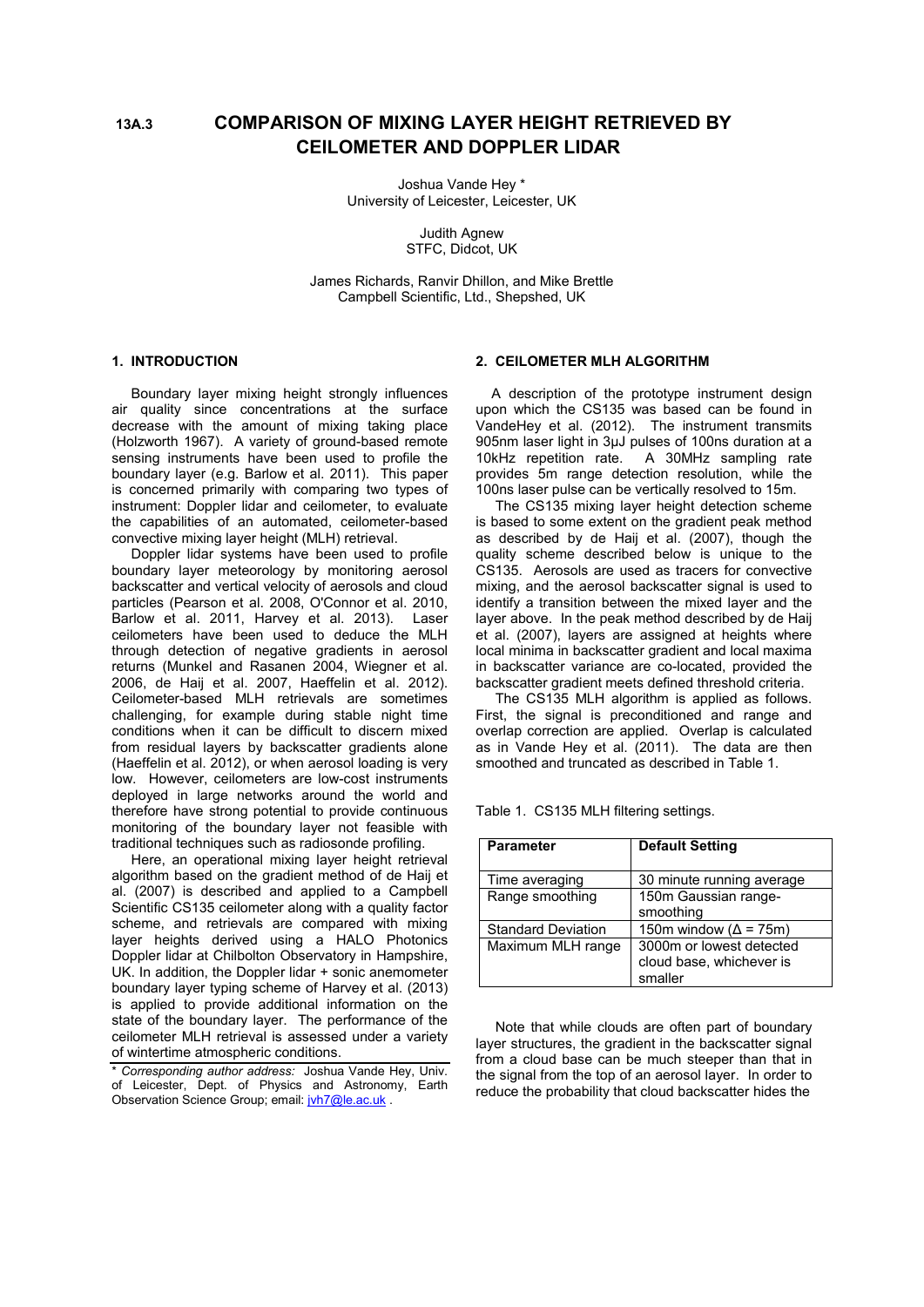13A.3

# COMPARISON OF MIXING LAYER HEIGHT RETRIEVED BY CEILOMETER AND DOPPLER LIDAR

Joshua Vande Hey *
University of Leicester, Leicester, UK

Judith Agnew
STFC, Didcot, UK

James Richards, Ranvir Dhillon, and Mike Brettle
Campbell Scientific, Ltd., Shepshed, UK

## 1. INTRODUCTION

Boundary layer mixing height strongly influences air quality since concentrations at the surface decrease with the amount of mixing taking place (Holzworth 1967). A variety of ground-based remote sensing instruments have been used to profile the boundary layer (e.g. Barlow et al. 2011). This paper is concerned primarily with comparing two types of instrument: Doppler lidar and ceilometer, to evaluate the capabilities of an automated, ceilometer-based convective mixing layer height (MLH) retrieval.

Doppler lidar systems have been used to profile boundary layer meteorology by monitoring aerosol backscatter and vertical velocity of aerosols and cloud particles (Pearson et al. 2008, O'Connor et al. 2010, Barlow et al. 2011, Harvey et al. 2013). Laser ceilometers have been used to deduce the MLH through detection of negative gradients in aerosol returns (Munkel and Rasanen 2004, Wiegner et al. 2006, de Haij et al. 2007, Haeffelin et al. 2012). Ceilometer-based MLH retrievals are sometimes challenging, for example during stable night time conditions when it can be difficult to discern mixed from residual layers by backscatter gradients alone (Haeffelin et al. 2012), or when aerosol loading is very low. However, ceilometers are low-cost instruments deployed in large networks around the world and therefore have strong potential to provide continuous monitoring of the boundary layer not feasible with traditional techniques such as radiosonde profiling.

Here, an operational mixing layer height retrieval algorithm based on the gradient method of de Haij et al. (2007) is described and applied to a Campbell Scientific CS135 ceilometer along with a quality factor scheme, and retrievals are compared with mixing layer heights derived using a HALO Photonics Doppler lidar at Chilbolton Observatory in Hampshire, UK. In addition, the Doppler lidar + sonic anemometer boundary layer typing scheme of Harvey et al. (2013) is applied to provide additional information on the state of the boundary layer. The performance of the ceilometer MLH retrieval is assessed under a variety of wintertime atmospheric conditions.

\* *Corresponding author address:* Joshua Vande Hey, Univ. of Leicester, Dept. of Physics and Astronomy, Earth Observation Science Group; email: jvh7@le.ac.uk .

## 2. CEILOMETER MLH ALGORITHM

A description of the prototype instrument design upon which the CS135 was based can be found in VandeHey et al. (2012). The instrument transmits 905nm laser light in 3μJ pulses of 100ns duration at a 10kHz repetition rate. A 30MHz sampling rate provides 5m range detection resolution, while the 100ns laser pulse can be vertically resolved to 15m.

The CS135 mixing layer height detection scheme is based to some extent on the gradient peak method as described by de Haij et al. (2007), though the quality scheme described below is unique to the CS135. Aerosols are used as tracers for convective mixing, and the aerosol backscatter signal is used to identify a transition between the mixed layer and the layer above. In the peak method described by de Haij et al. (2007), layers are assigned at heights where local minima in backscatter gradient and local maxima in backscatter variance are co-located, provided the backscatter gradient meets defined threshold criteria.

The CS135 MLH algorithm is applied as follows. First, the signal is preconditioned and range and overlap correction are applied. Overlap is calculated as in Vande Hey et al. (2011). The data are then smoothed and truncated as described in Table 1.

Table 1. CS135 MLH filtering settings.

| Parameter | Default Setting |
|---|---|
| Time averaging | 30 minute running average |
| Range smoothing | 150m Gaussian range-smoothing |
| Standard Deviation | 150m window (Δ = 75m) |
| Maximum MLH range | 3000m or lowest detected cloud base, whichever is smaller |

Note that while clouds are often part of boundary layer structures, the gradient in the backscatter signal from a cloud base can be much steeper than that in the signal from the top of an aerosol layer. In order to reduce the probability that cloud backscatter hides the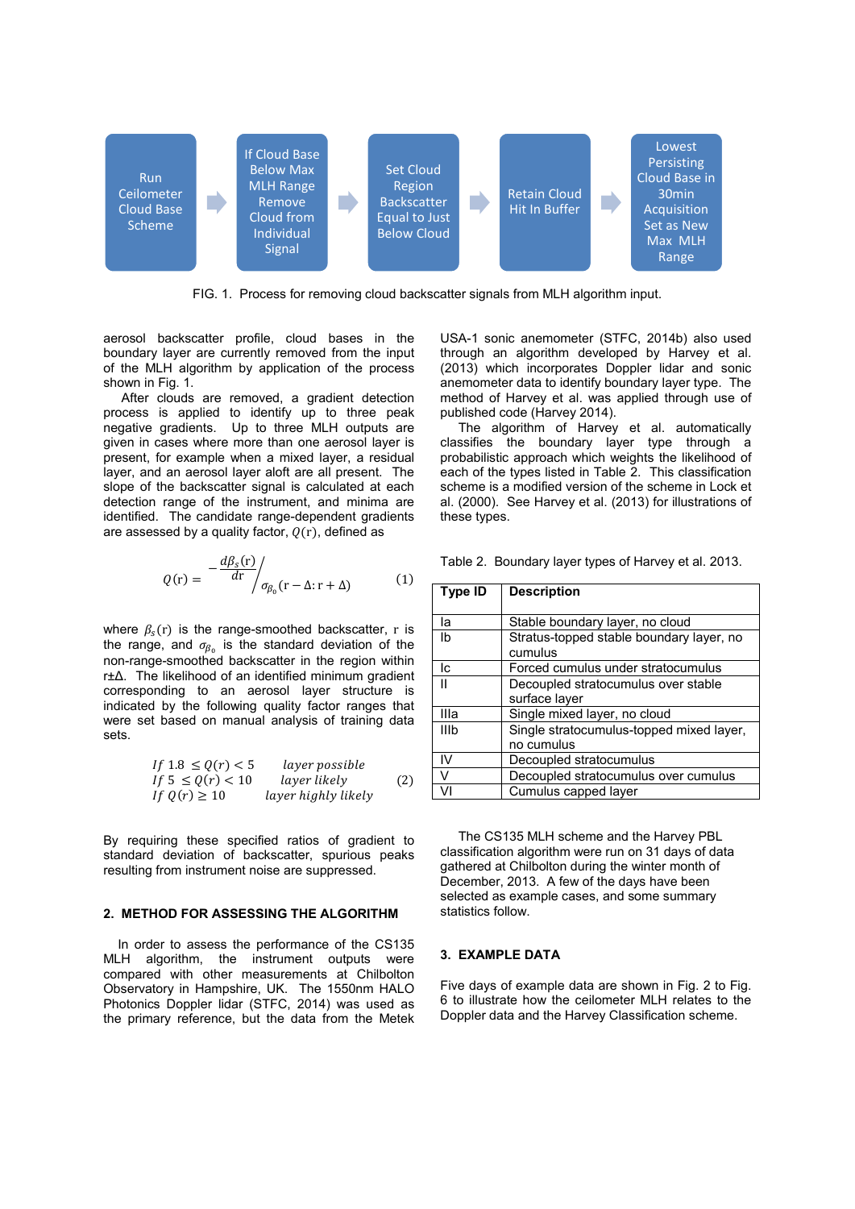Run Ceilometer Cloud Base Scheme → If Cloud Base Below Max MLH Range Remove Cloud from Individual Signal → Set Cloud Region Backscatter Equal to Just Below Cloud → Retain Cloud Hit In Buffer → Lowest Persisting Cloud Base in 30min Acquisition Set as New Max MLH Range

FIG. 1. Process for removing cloud backscatter signals from MLH algorithm input.

aerosol backscatter profile, cloud bases in the boundary layer are currently removed from the input of the MLH algorithm by application of the process shown in Fig. 1.

After clouds are removed, a gradient detection process is applied to identify up to three peak negative gradients. Up to three MLH outputs are given in cases where more than one aerosol layer is present, for example when a mixed layer, a residual layer, and an aerosol layer aloft are all present. The slope of the backscatter signal is calculated at each detection range of the instrument, and minima are identified. The candidate range-dependent gradients are assessed by a quality factor, $Q(\mathrm{r})$, defined as

$$Q(\mathrm{r}) = \frac{-\frac{d\beta_s(\mathrm{r})}{\mathrm{dr}}}{\sigma_{\beta_0}(\mathrm{r}-\Delta:\mathrm{r}+\Delta)} \qquad (1)$$

where $\beta_s(\mathrm{r})$ is the range-smoothed backscatter, r is the range, and $\sigma_{\beta_0}$ is the standard deviation of the non-range-smoothed backscatter in the region within r±Δ. The likelihood of an identified minimum gradient corresponding to an aerosol layer structure is indicated by the following quality factor ranges that were set based on manual analysis of training data sets.

$$\begin{array}{ll} If\ 1.8 \le Q(r) < 5 & layer\ possible \\ If\ 5 \le Q(r) < 10 & layer\ likely \\ If\ Q(r) \ge 10 & layer\ highly\ likely \end{array} \qquad (2)$$

By requiring these specified ratios of gradient to standard deviation of backscatter, spurious peaks resulting from instrument noise are suppressed.

## 2. METHOD FOR ASSESSING THE ALGORITHM

In order to assess the performance of the CS135 MLH algorithm, the instrument outputs were compared with other measurements at Chilbolton Observatory in Hampshire, UK. The 1550nm HALO Photonics Doppler lidar (STFC, 2014) was used as the primary reference, but the data from the Metek USA-1 sonic anemometer (STFC, 2014b) also used through an algorithm developed by Harvey et al. (2013) which incorporates Doppler lidar and sonic anemometer data to identify boundary layer type. The method of Harvey et al. was applied through use of published code (Harvey 2014).

The algorithm of Harvey et al. automatically classifies the boundary layer type through a probabilistic approach which weights the likelihood of each of the types listed in Table 2. This classification scheme is a modified version of the scheme in Lock et al. (2000). See Harvey et al. (2013) for illustrations of these types.

Table 2. Boundary layer types of Harvey et al. 2013.

| Type ID | Description |
|---|---|
| Ia | Stable boundary layer, no cloud |
| Ib | Stratus-topped stable boundary layer, no cumulus |
| Ic | Forced cumulus under stratocumulus |
| II | Decoupled stratocumulus over stable surface layer |
| IIIa | Single mixed layer, no cloud |
| IIIb | Single stratocumulus-topped mixed layer, no cumulus |
| IV | Decoupled stratocumulus |
| V | Decoupled stratocumulus over cumulus |
| VI | Cumulus capped layer |

The CS135 MLH scheme and the Harvey PBL classification algorithm were run on 31 days of data gathered at Chilbolton during the winter month of December, 2013. A few of the days have been selected as example cases, and some summary statistics follow.

## 3. EXAMPLE DATA

Five days of example data are shown in Fig. 2 to Fig. 6 to illustrate how the ceilometer MLH relates to the Doppler data and the Harvey Classification scheme.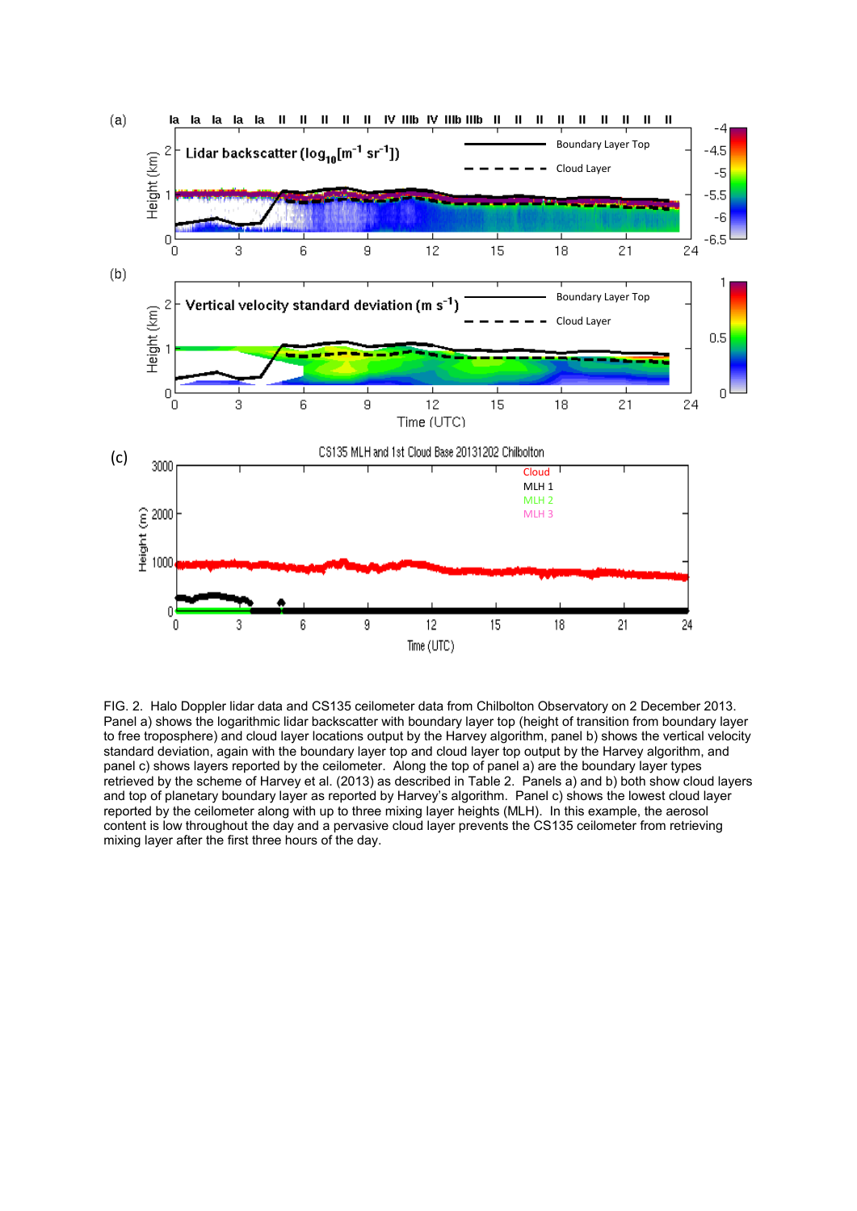FIG. 2. Halo Doppler lidar data and CS135 ceilometer data from Chilbolton Observatory on 2 December 2013. Panel a) shows the logarithmic lidar backscatter with boundary layer top (height of transition from boundary layer to free troposphere) and cloud layer locations output by the Harvey algorithm, panel b) shows the vertical velocity standard deviation, again with the boundary layer top and cloud layer top output by the Harvey algorithm, and panel c) shows layers reported by the ceilometer. Along the top of panel a) are the boundary layer types retrieved by the scheme of Harvey et al. (2013) as described in Table 2. Panels a) and b) both show cloud layers and top of planetary boundary layer as reported by Harvey's algorithm. Panel c) shows the lowest cloud layer reported by the ceilometer along with up to three mixing layer heights (MLH). In this example, the aerosol content is low throughout the day and a pervasive cloud layer prevents the CS135 ceilometer from retrieving mixing layer after the first three hours of the day.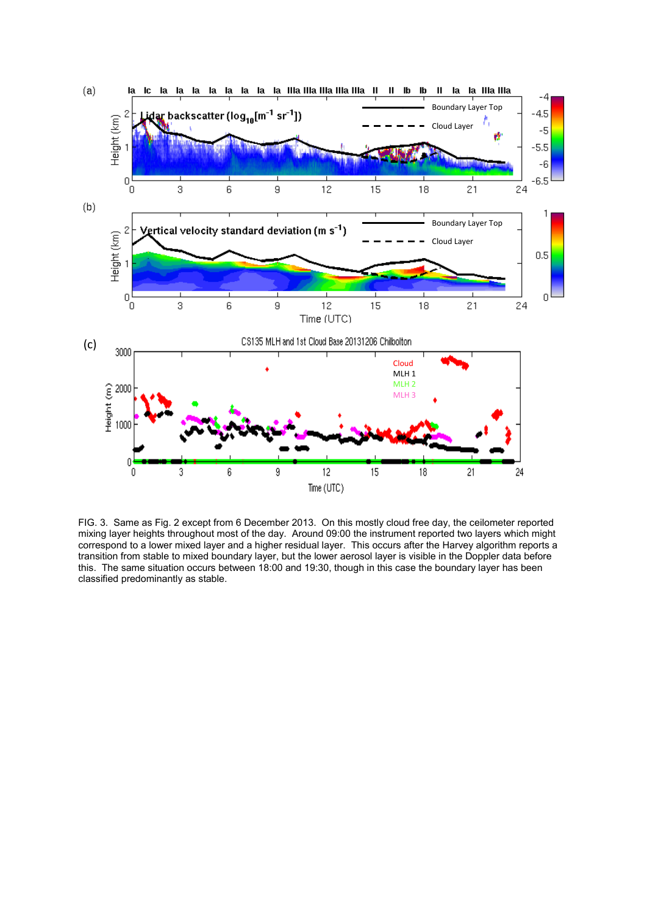FIG. 3. Same as Fig. 2 except from 6 December 2013. On this mostly cloud free day, the ceilometer reported mixing layer heights throughout most of the day. Around 09:00 the instrument reported two layers which might correspond to a lower mixed layer and a higher residual layer. This occurs after the Harvey algorithm reports a transition from stable to mixed boundary layer, but the lower aerosol layer is visible in the Doppler data before this. The same situation occurs between 18:00 and 19:30, though in this case the boundary layer has been classified predominantly as stable.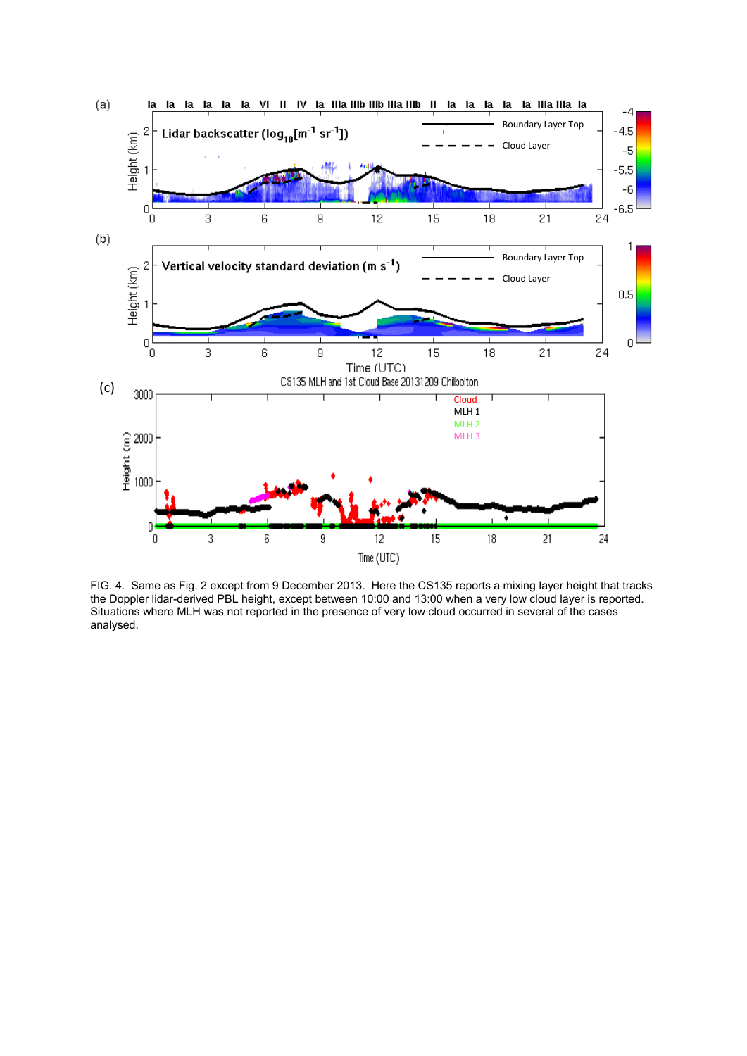FIG. 4. Same as Fig. 2 except from 9 December 2013. Here the CS135 reports a mixing layer height that tracks the Doppler lidar-derived PBL height, except between 10:00 and 13:00 when a very low cloud layer is reported. Situations where MLH was not reported in the presence of very low cloud occurred in several of the cases analysed.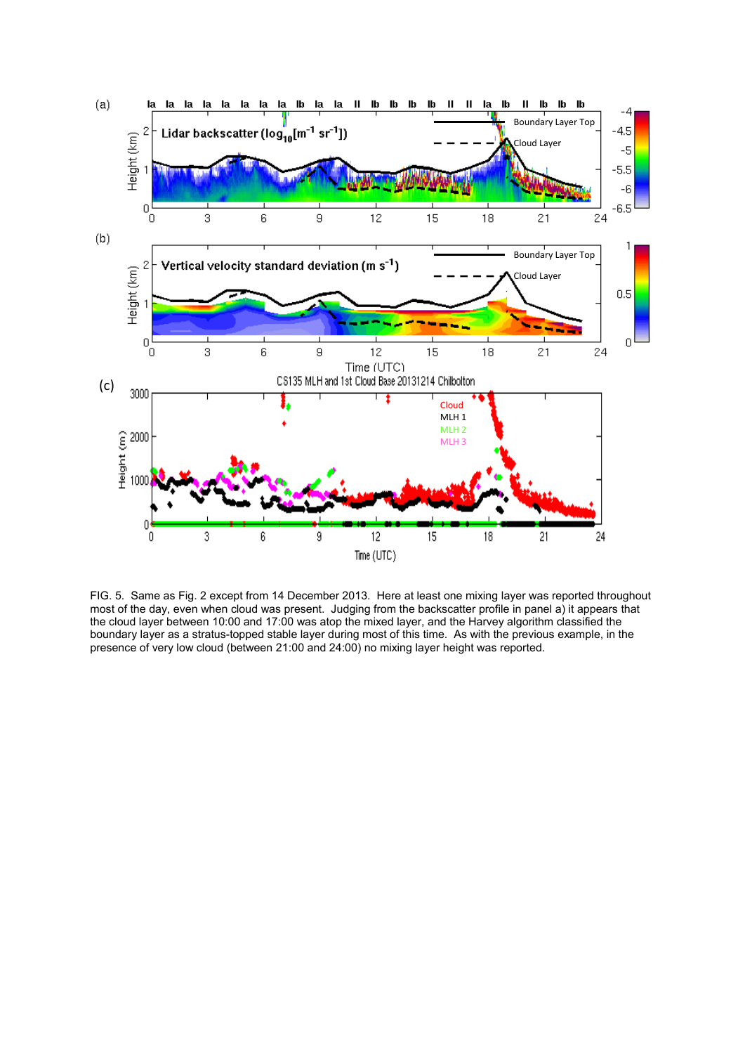FIG. 5. Same as Fig. 2 except from 14 December 2013. Here at least one mixing layer was reported throughout most of the day, even when cloud was present. Judging from the backscatter profile in panel a) it appears that the cloud layer between 10:00 and 17:00 was atop the mixed layer, and the Harvey algorithm classified the boundary layer as a stratus-topped stable layer during most of this time. As with the previous example, in the presence of very low cloud (between 21:00 and 24:00) no mixing layer height was reported.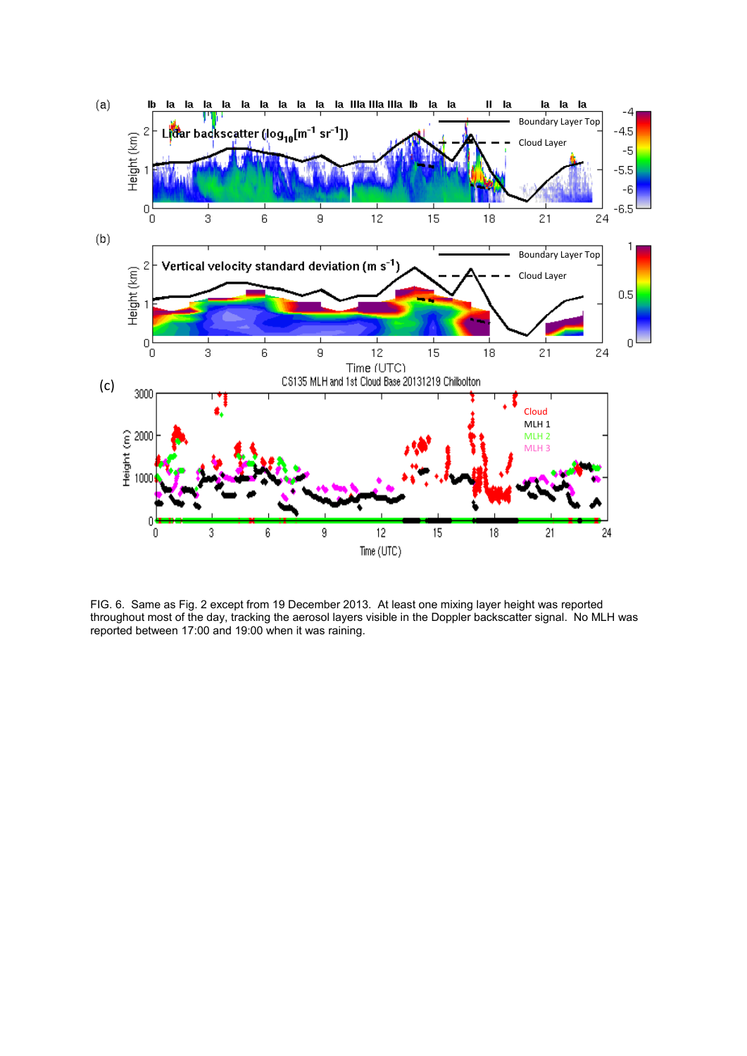FIG. 6. Same as Fig. 2 except from 19 December 2013. At least one mixing layer height was reported throughout most of the day, tracking the aerosol layers visible in the Doppler backscatter signal. No MLH was reported between 17:00 and 19:00 when it was raining.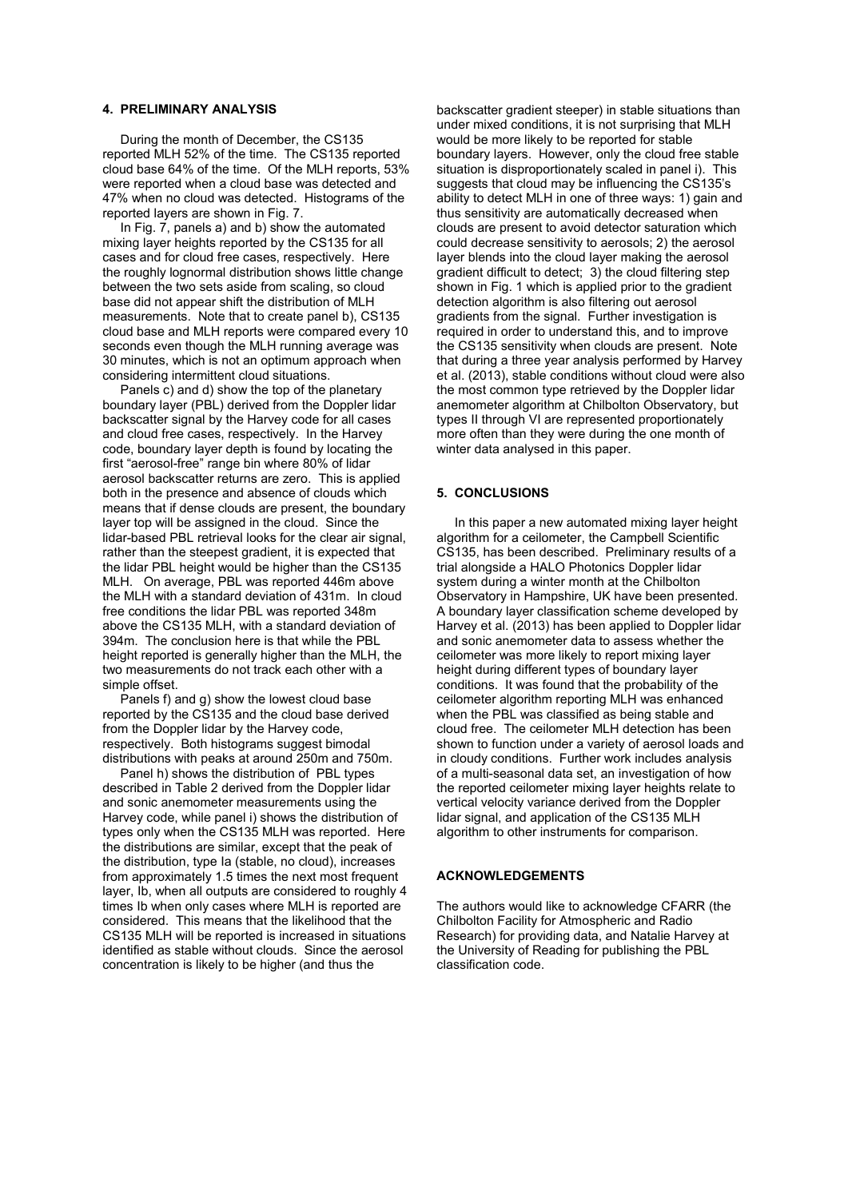## 4. PRELIMINARY ANALYSIS

During the month of December, the CS135 reported MLH 52% of the time. The CS135 reported cloud base 64% of the time. Of the MLH reports, 53% were reported when a cloud base was detected and 47% when no cloud was detected. Histograms of the reported layers are shown in Fig. 7.

In Fig. 7, panels a) and b) show the automated mixing layer heights reported by the CS135 for all cases and for cloud free cases, respectively. Here the roughly lognormal distribution shows little change between the two sets aside from scaling, so cloud base did not appear shift the distribution of MLH measurements. Note that to create panel b), CS135 cloud base and MLH reports were compared every 10 seconds even though the MLH running average was 30 minutes, which is not an optimum approach when considering intermittent cloud situations.

Panels c) and d) show the top of the planetary boundary layer (PBL) derived from the Doppler lidar backscatter signal by the Harvey code for all cases and cloud free cases, respectively. In the Harvey code, boundary layer depth is found by locating the first "aerosol-free" range bin where 80% of lidar aerosol backscatter returns are zero. This is applied both in the presence and absence of clouds which means that if dense clouds are present, the boundary layer top will be assigned in the cloud. Since the lidar-based PBL retrieval looks for the clear air signal, rather than the steepest gradient, it is expected that the lidar PBL height would be higher than the CS135 MLH. On average, PBL was reported 446m above the MLH with a standard deviation of 431m. In cloud free conditions the lidar PBL was reported 348m above the CS135 MLH, with a standard deviation of 394m. The conclusion here is that while the PBL height reported is generally higher than the MLH, the two measurements do not track each other with a simple offset.

Panels f) and g) show the lowest cloud base reported by the CS135 and the cloud base derived from the Doppler lidar by the Harvey code, respectively. Both histograms suggest bimodal distributions with peaks at around 250m and 750m.

Panel h) shows the distribution of PBL types described in Table 2 derived from the Doppler lidar and sonic anemometer measurements using the Harvey code, while panel i) shows the distribution of types only when the CS135 MLH was reported. Here the distributions are similar, except that the peak of the distribution, type Ia (stable, no cloud), increases from approximately 1.5 times the next most frequent layer, Ib, when all outputs are considered to roughly 4 times Ib when only cases where MLH is reported are considered. This means that the likelihood that the CS135 MLH will be reported is increased in situations identified as stable without clouds. Since the aerosol concentration is likely to be higher (and thus the backscatter gradient steeper) in stable situations than under mixed conditions, it is not surprising that MLH would be more likely to be reported for stable boundary layers. However, only the cloud free stable situation is disproportionately scaled in panel i). This suggests that cloud may be influencing the CS135's ability to detect MLH in one of three ways: 1) gain and thus sensitivity are automatically decreased when clouds are present to avoid detector saturation which could decrease sensitivity to aerosols; 2) the aerosol layer blends into the cloud layer making the aerosol gradient difficult to detect; 3) the cloud filtering step shown in Fig. 1 which is applied prior to the gradient detection algorithm is also filtering out aerosol gradients from the signal. Further investigation is required in order to understand this, and to improve the CS135 sensitivity when clouds are present. Note that during a three year analysis performed by Harvey et al. (2013), stable conditions without cloud were also the most common type retrieved by the Doppler lidar anemometer algorithm at Chilbolton Observatory, but types II through VI are represented proportionately more often than they were during the one month of winter data analysed in this paper.

## 5. CONCLUSIONS

In this paper a new automated mixing layer height algorithm for a ceilometer, the Campbell Scientific CS135, has been described. Preliminary results of a trial alongside a HALO Photonics Doppler lidar system during a winter month at the Chilbolton Observatory in Hampshire, UK have been presented. A boundary layer classification scheme developed by Harvey et al. (2013) has been applied to Doppler lidar and sonic anemometer data to assess whether the ceilometer was more likely to report mixing layer height during different types of boundary layer conditions. It was found that the probability of the ceilometer algorithm reporting MLH was enhanced when the PBL was classified as being stable and cloud free. The ceilometer MLH detection has been shown to function under a variety of aerosol loads and in cloudy conditions. Further work includes analysis of a multi-seasonal data set, an investigation of how the reported ceilometer mixing layer heights relate to vertical velocity variance derived from the Doppler lidar signal, and application of the CS135 MLH algorithm to other instruments for comparison.

## ACKNOWLEDGEMENTS

The authors would like to acknowledge CFARR (the Chilbolton Facility for Atmospheric and Radio Research) for providing data, and Natalie Harvey at the University of Reading for publishing the PBL classification code.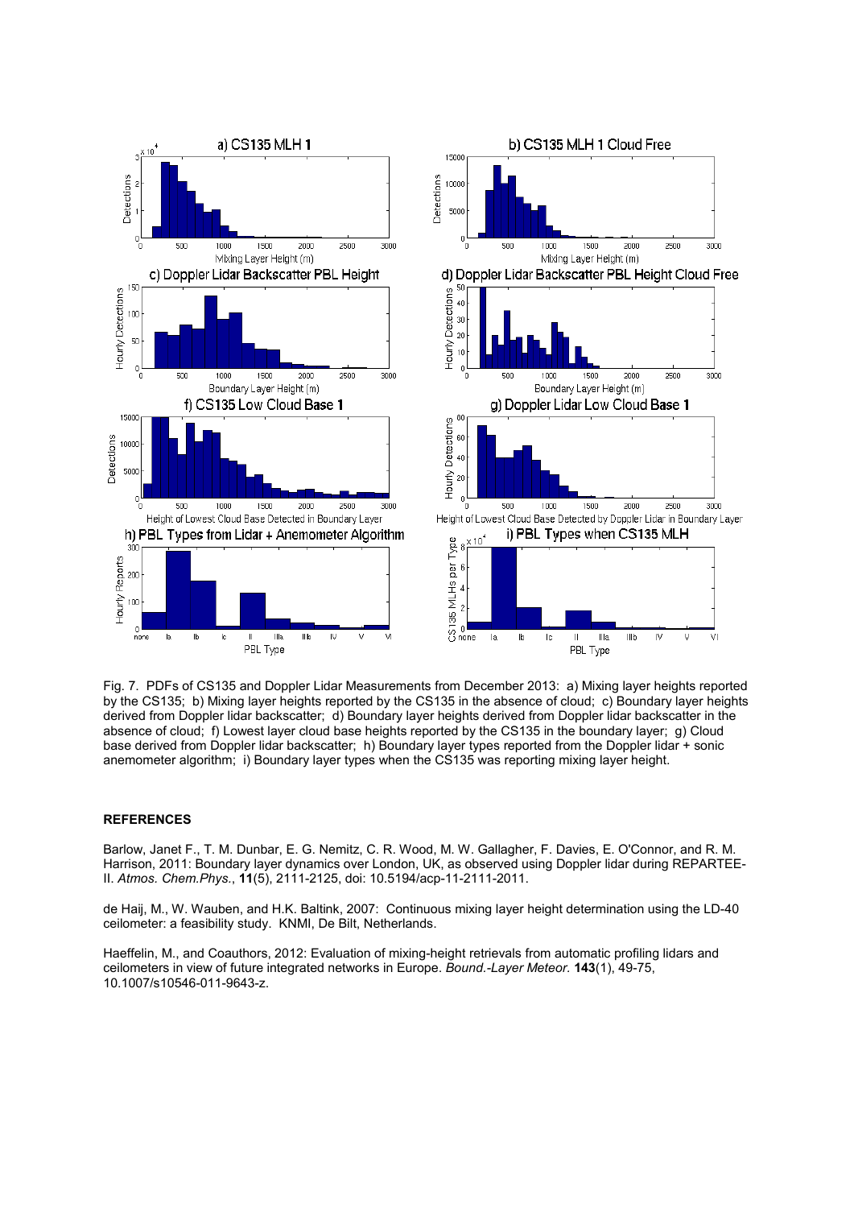Fig. 7. PDFs of CS135 and Doppler Lidar Measurements from December 2013: a) Mixing layer heights reported by the CS135; b) Mixing layer heights reported by the CS135 in the absence of cloud; c) Boundary layer heights derived from Doppler lidar backscatter; d) Boundary layer heights derived from Doppler lidar backscatter in the absence of cloud; f) Lowest layer cloud base heights reported by the CS135 in the boundary layer; g) Cloud base derived from Doppler lidar backscatter; h) Boundary layer types reported from the Doppler lidar + sonic anemometer algorithm; i) Boundary layer types when the CS135 was reporting mixing layer height.

## REFERENCES

Barlow, Janet F., T. M. Dunbar, E. G. Nemitz, C. R. Wood, M. W. Gallagher, F. Davies, E. O'Connor, and R. M. Harrison, 2011: Boundary layer dynamics over London, UK, as observed using Doppler lidar during REPARTEE-II. *Atmos. Chem.Phys.*, **11**(5), 2111-2125, doi: 10.5194/acp-11-2111-2011.

de Haij, M., W. Wauben, and H.K. Baltink, 2007: Continuous mixing layer height determination using the LD-40 ceilometer: a feasibility study. KNMI, De Bilt, Netherlands.

Haeffelin, M., and Coauthors, 2012: Evaluation of mixing-height retrievals from automatic profiling lidars and ceilometers in view of future integrated networks in Europe. *Bound.-Layer Meteor.* **143**(1), 49-75, 10.1007/s10546-011-9643-z.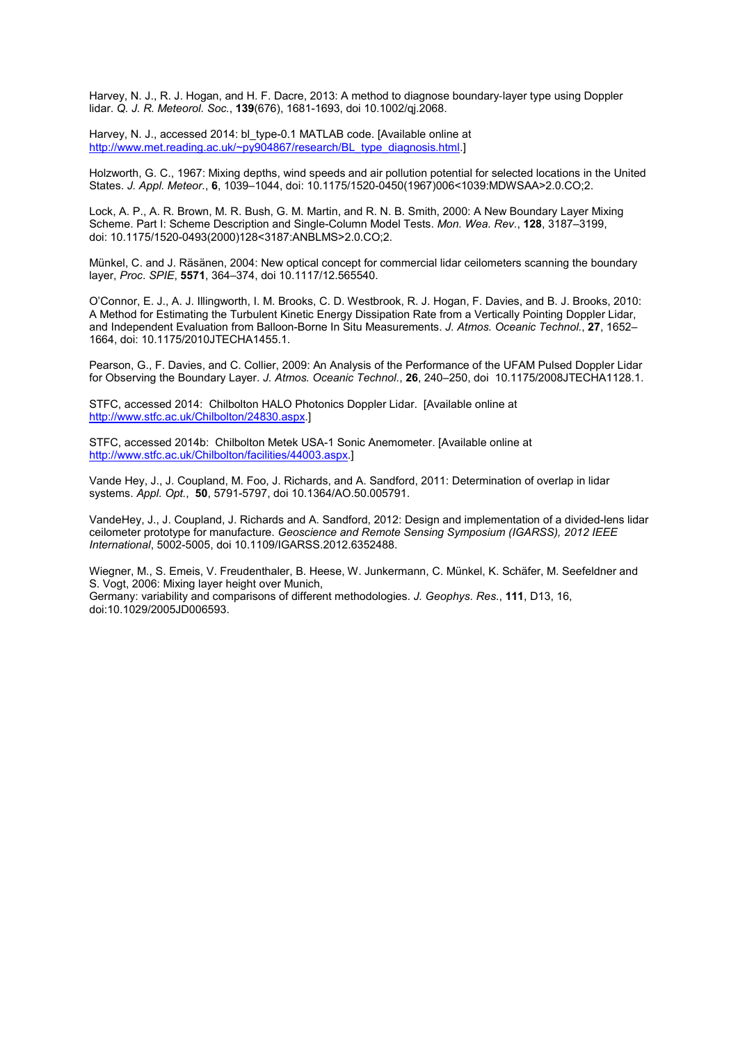Harvey, N. J., R. J. Hogan, and H. F. Dacre, 2013: A method to diagnose boundary-layer type using Doppler lidar. *Q. J. R. Meteorol. Soc.*, **139**(676), 1681-1693, doi 10.1002/qj.2068.

Harvey, N. J., accessed 2014: bl_type-0.1 MATLAB code. [Available online at http://www.met.reading.ac.uk/~py904867/research/BL_type_diagnosis.html.]

Holzworth, G. C., 1967: Mixing depths, wind speeds and air pollution potential for selected locations in the United States. *J. Appl. Meteor.*, **6**, 1039–1044, doi: 10.1175/1520-0450(1967)006<1039:MDWSAA>2.0.CO;2.

Lock, A. P., A. R. Brown, M. R. Bush, G. M. Martin, and R. N. B. Smith, 2000: A New Boundary Layer Mixing Scheme. Part I: Scheme Description and Single-Column Model Tests. *Mon. Wea. Rev.*, **128**, 3187–3199, doi: 10.1175/1520-0493(2000)128<3187:ANBLMS>2.0.CO;2.

Münkel, C. and J. Räsänen, 2004: New optical concept for commercial lidar ceilometers scanning the boundary layer, *Proc. SPIE*, **5571**, 364–374, doi 10.1117/12.565540.

O'Connor, E. J., A. J. Illingworth, I. M. Brooks, C. D. Westbrook, R. J. Hogan, F. Davies, and B. J. Brooks, 2010: A Method for Estimating the Turbulent Kinetic Energy Dissipation Rate from a Vertically Pointing Doppler Lidar, and Independent Evaluation from Balloon-Borne In Situ Measurements. *J. Atmos. Oceanic Technol.*, **27**, 1652–1664, doi: 10.1175/2010JTECHA1455.1.

Pearson, G., F. Davies, and C. Collier, 2009: An Analysis of the Performance of the UFAM Pulsed Doppler Lidar for Observing the Boundary Layer. *J. Atmos. Oceanic Technol.*, **26**, 240–250, doi 10.1175/2008JTECHA1128.1.

STFC, accessed 2014: Chilbolton HALO Photonics Doppler Lidar. [Available online at http://www.stfc.ac.uk/Chilbolton/24830.aspx.]

STFC, accessed 2014b: Chilbolton Metek USA-1 Sonic Anemometer. [Available online at http://www.stfc.ac.uk/Chilbolton/facilities/44003.aspx.]

Vande Hey, J., J. Coupland, M. Foo, J. Richards, and A. Sandford, 2011: Determination of overlap in lidar systems. *Appl. Opt.*, **50**, 5791-5797, doi 10.1364/AO.50.005791.

VandeHey, J., J. Coupland, J. Richards and A. Sandford, 2012: Design and implementation of a divided-lens lidar ceilometer prototype for manufacture. *Geoscience and Remote Sensing Symposium (IGARSS), 2012 IEEE International*, 5002-5005, doi 10.1109/IGARSS.2012.6352488.

Wiegner, M., S. Emeis, V. Freudenthaler, B. Heese, W. Junkermann, C. Münkel, K. Schäfer, M. Seefeldner and S. Vogt, 2006: Mixing layer height over Munich, Germany: variability and comparisons of different methodologies. *J. Geophys. Res.*, **111**, D13, 16, doi:10.1029/2005JD006593.